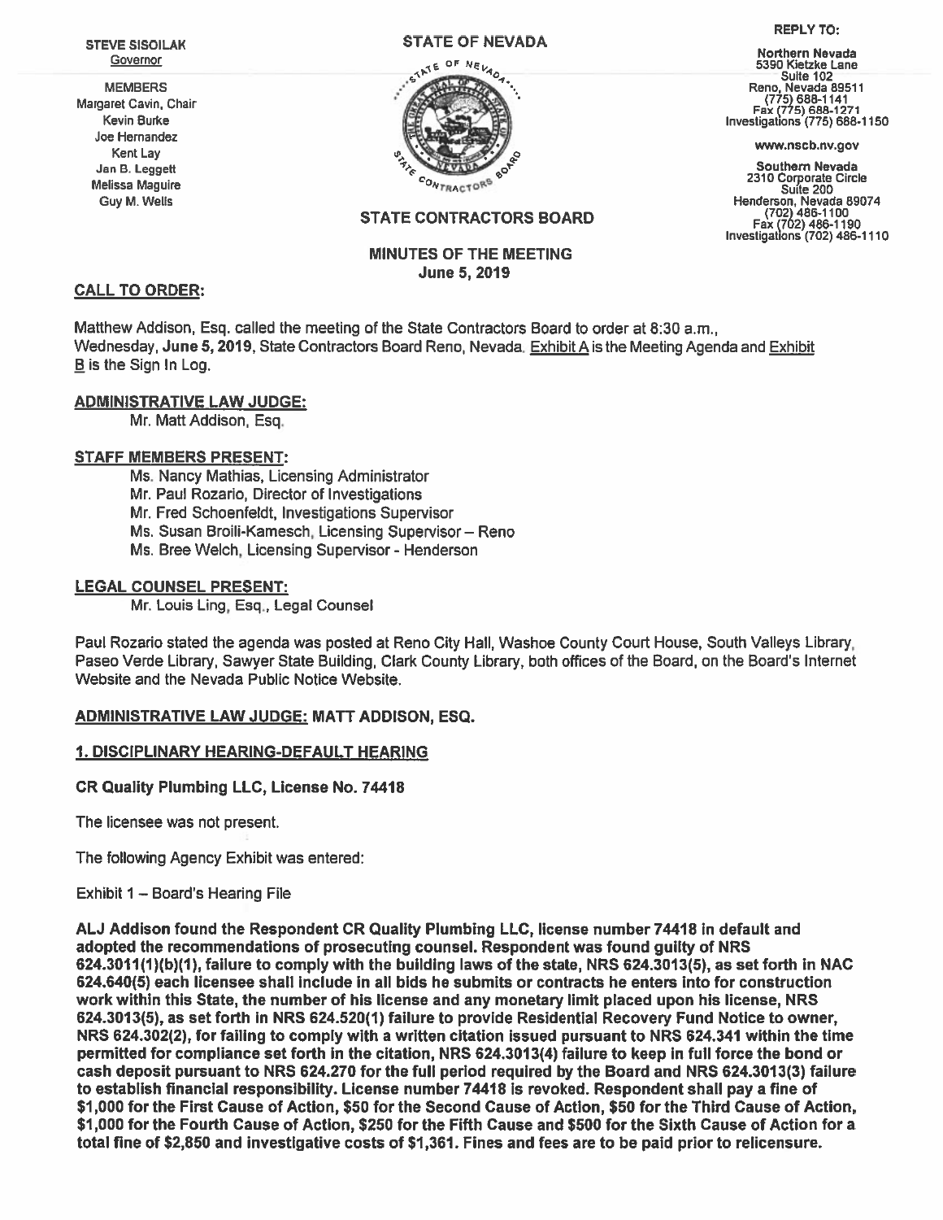STEVE SISOILAK
Governor

MEMBERS
Margaret Cavin, Chair
Kevin Burke
Joe Hernandez
Kent Lay
Jan B. Leggett
Melissa Maguire
Guy M. Wells

# STATE OF NEVADA

## STATE CONTRACTORS BOARD

REPLY TO:

Northern Nevada
5390 Kietzke Lane
Suite 102
Reno, Nevada 89511
(775) 688-1141
Fax (775) 688-1271
Investigations (775) 688-1150

www.nscb.nv.gov

Southern Nevada
2310 Corporate Circle
Suite 200
Henderson, Nevada 89074
(702) 486-1100
Fax (702) 486-1190
Investigations (702) 486-1110

### MINUTES OF THE MEETING
### June 5, 2019

**CALL TO ORDER:**

Matthew Addison, Esq. called the meeting of the State Contractors Board to order at 8:30 a.m., Wednesday, **June 5, 2019**, State Contractors Board Reno, Nevada. Exhibit A is the Meeting Agenda and Exhibit B is the Sign In Log.

**ADMINISTRATIVE LAW JUDGE:**

Mr. Matt Addison, Esq.

**STAFF MEMBERS PRESENT:**

Ms. Nancy Mathias, Licensing Administrator
Mr. Paul Rozario, Director of Investigations
Mr. Fred Schoenfeldt, Investigations Supervisor
Ms. Susan Broili-Kamesch, Licensing Supervisor – Reno
Ms. Bree Welch, Licensing Supervisor - Henderson

**LEGAL COUNSEL PRESENT:**

Mr. Louis Ling, Esq., Legal Counsel

Paul Rozario stated the agenda was posted at Reno City Hall, Washoe County Court House, South Valleys Library, Paseo Verde Library, Sawyer State Building, Clark County Library, both offices of the Board, on the Board's Internet Website and the Nevada Public Notice Website.

**ADMINISTRATIVE LAW JUDGE: MATT ADDISON, ESQ.**

**1. DISCIPLINARY HEARING-DEFAULT HEARING**

**CR Quality Plumbing LLC, License No. 74418**

The licensee was not present.

The following Agency Exhibit was entered:

Exhibit 1 – Board's Hearing File

**ALJ Addison found the Respondent CR Quality Plumbing LLC, license number 74418 in default and adopted the recommendations of prosecuting counsel. Respondent was found guilty of NRS 624.3011(1)(b)(1), failure to comply with the building laws of the state, NRS 624.3013(5), as set forth in NAC 624.640(5) each licensee shall include in all bids he submits or contracts he enters into for construction work within this State, the number of his license and any monetary limit placed upon his license, NRS 624.3013(5), as set forth in NRS 624.520(1) failure to provide Residential Recovery Fund Notice to owner, NRS 624.302(2), for failing to comply with a written citation issued pursuant to NRS 624.341 within the time permitted for compliance set forth in the citation, NRS 624.3013(4) failure to keep in full force the bond or cash deposit pursuant to NRS 624.270 for the full period required by the Board and NRS 624.3013(3) failure to establish financial responsibility. License number 74418 is revoked. Respondent shall pay a fine of $1,000 for the First Cause of Action, $50 for the Second Cause of Action, $50 for the Third Cause of Action, $1,000 for the Fourth Cause of Action, $250 for the Fifth Cause and $500 for the Sixth Cause of Action for a total fine of $2,850 and investigative costs of $1,361. Fines and fees are to be paid prior to relicensure.**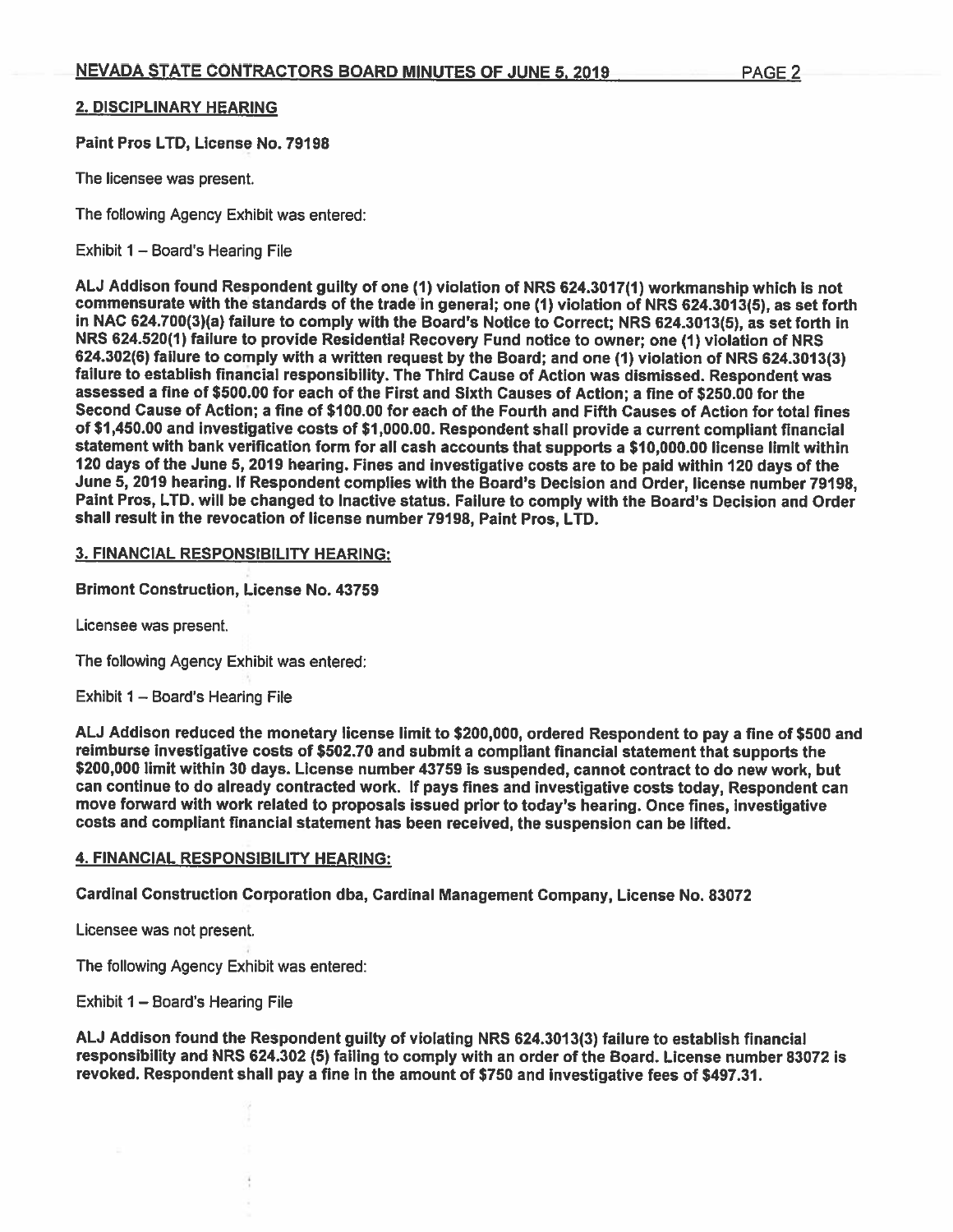## 2. DISCIPLINARY HEARING

**Paint Pros LTD, License No. 79198**

The licensee was present.

The following Agency Exhibit was entered:

Exhibit 1 – Board's Hearing File

**ALJ Addison found Respondent guilty of one (1) violation of NRS 624.3017(1) workmanship which is not commensurate with the standards of the trade in general; one (1) violation of NRS 624.3013(5), as set forth in NAC 624.700(3)(a) failure to comply with the Board's Notice to Correct; NRS 624.3013(5), as set forth in NRS 624.520(1) failure to provide Residential Recovery Fund notice to owner; one (1) violation of NRS 624.302(6) failure to comply with a written request by the Board; and one (1) violation of NRS 624.3013(3) failure to establish financial responsibility. The Third Cause of Action was dismissed. Respondent was assessed a fine of $500.00 for each of the First and Sixth Causes of Action; a fine of $250.00 for the Second Cause of Action; a fine of $100.00 for each of the Fourth and Fifth Causes of Action for total fines of $1,450.00 and investigative costs of $1,000.00. Respondent shall provide a current compliant financial statement with bank verification form for all cash accounts that supports a $10,000.00 license limit within 120 days of the June 5, 2019 hearing. Fines and investigative costs are to be paid within 120 days of the June 5, 2019 hearing. If Respondent complies with the Board's Decision and Order, license number 79198, Paint Pros, LTD. will be changed to inactive status. Failure to comply with the Board's Decision and Order shall result in the revocation of license number 79198, Paint Pros, LTD.**

## 3. FINANCIAL RESPONSIBILITY HEARING:

**Brimont Construction, License No. 43759**

Licensee was present.

The following Agency Exhibit was entered:

Exhibit 1 – Board's Hearing File

**ALJ Addison reduced the monetary license limit to $200,000, ordered Respondent to pay a fine of $500 and reimburse investigative costs of $502.70 and submit a compliant financial statement that supports the $200,000 limit within 30 days. License number 43759 is suspended, cannot contract to do new work, but can continue to do already contracted work. If pays fines and investigative costs today, Respondent can move forward with work related to proposals issued prior to today's hearing. Once fines, investigative costs and compliant financial statement has been received, the suspension can be lifted.**

## 4. FINANCIAL RESPONSIBILITY HEARING:

**Cardinal Construction Corporation dba, Cardinal Management Company, License No. 83072**

Licensee was not present.

The following Agency Exhibit was entered:

Exhibit 1 – Board's Hearing File

**ALJ Addison found the Respondent guilty of violating NRS 624.3013(3) failure to establish financial responsibility and NRS 624.302 (5) failing to comply with an order of the Board. License number 83072 is revoked. Respondent shall pay a fine in the amount of $750 and investigative fees of $497.31.**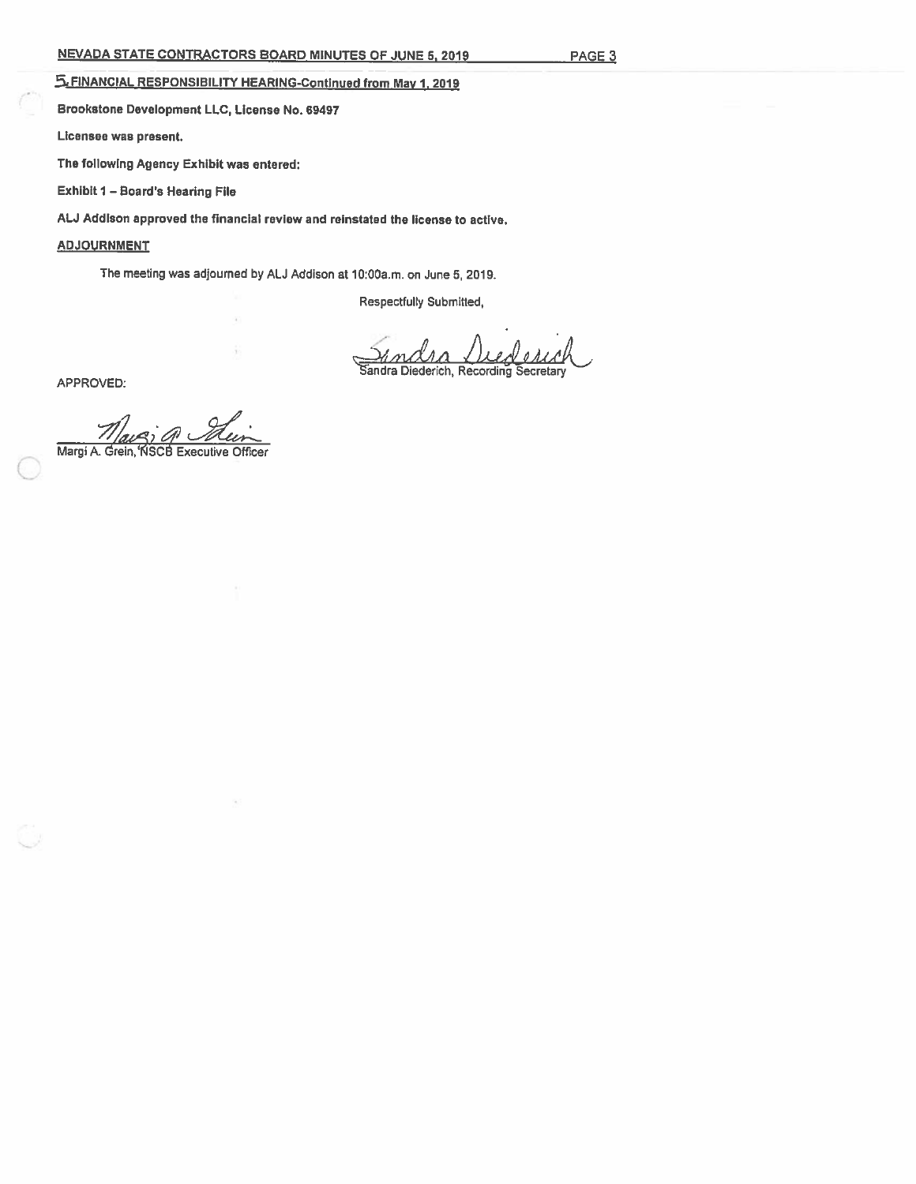**5. FINANCIAL RESPONSIBILITY HEARING-Continued from May 1, 2019**

**Brookstone Development LLC, License No. 69497**

**Licensee was present.**

**The following Agency Exhibit was entered:**

**Exhibit 1 – Board's Hearing File**

**ALJ Addison approved the financial review and reinstated the license to active.**

**ADJOURNMENT**

The meeting was adjourned by ALJ Addison at 10:00a.m. on June 5, 2019.

Respectfully Submitted,

Sandra Diederich, Recording Secretary

APPROVED:

Margi A. Grein, NSCB Executive Officer